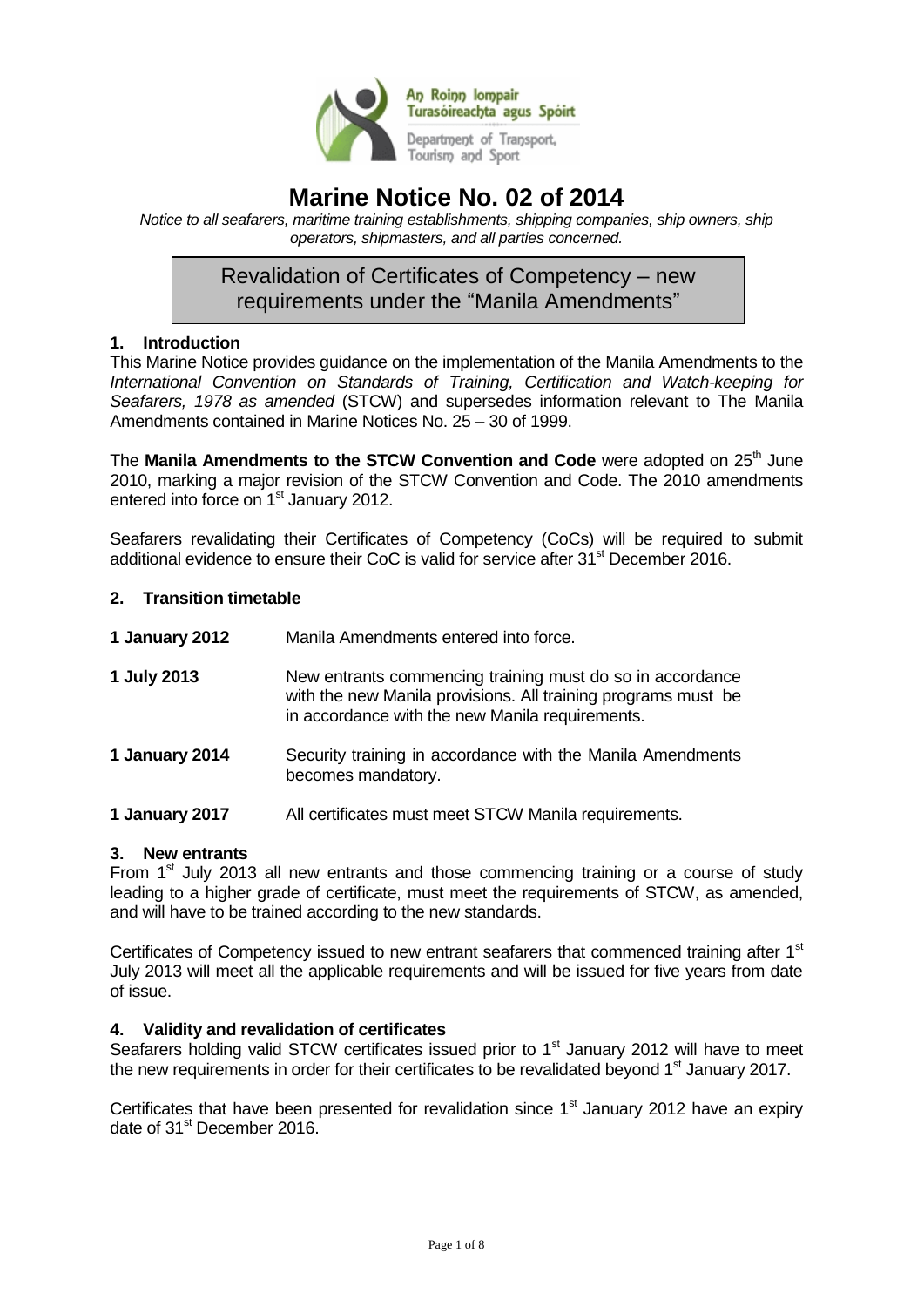An Roinn Iompair Turasóireachta agus Spóirt

Department of Transport, Tourism and Sport

# Marine Notice No. 02 of 2014

*Notice to all seafarers, maritime training establishments, shipping companies, ship owners, ship operators, shipmasters, and all parties concerned.*

## Revalidation of Certificates of Competency – new requirements under the "Manila Amendments"

### 1. Introduction

This Marine Notice provides guidance on the implementation of the Manila Amendments to the *International Convention on Standards of Training, Certification and Watch-keeping for Seafarers, 1978 as amended* (STCW) and supersedes information relevant to The Manila Amendments contained in Marine Notices No. 25 – 30 of 1999.

The **Manila Amendments to the STCW Convention and Code** were adopted on 25th June 2010, marking a major revision of the STCW Convention and Code. The 2010 amendments entered into force on 1st January 2012.

Seafarers revalidating their Certificates of Competency (CoCs) will be required to submit additional evidence to ensure their CoC is valid for service after 31st December 2016.

### 2. Transition timetable

| | |
|---|---|
| **1 January 2012** | Manila Amendments entered into force. |
| **1 July 2013** | New entrants commencing training must do so in accordance with the new Manila provisions. All training programs must be in accordance with the new Manila requirements. |
| **1 January 2014** | Security training in accordance with the Manila Amendments becomes mandatory. |
| **1 January 2017** | All certificates must meet STCW Manila requirements. |

### 3. New entrants

From 1st July 2013 all new entrants and those commencing training or a course of study leading to a higher grade of certificate, must meet the requirements of STCW, as amended, and will have to be trained according to the new standards.

Certificates of Competency issued to new entrant seafarers that commenced training after 1st July 2013 will meet all the applicable requirements and will be issued for five years from date of issue.

### 4. Validity and revalidation of certificates

Seafarers holding valid STCW certificates issued prior to 1st January 2012 will have to meet the new requirements in order for their certificates to be revalidated beyond 1st January 2017.

Certificates that have been presented for revalidation since 1st January 2012 have an expiry date of 31st December 2016.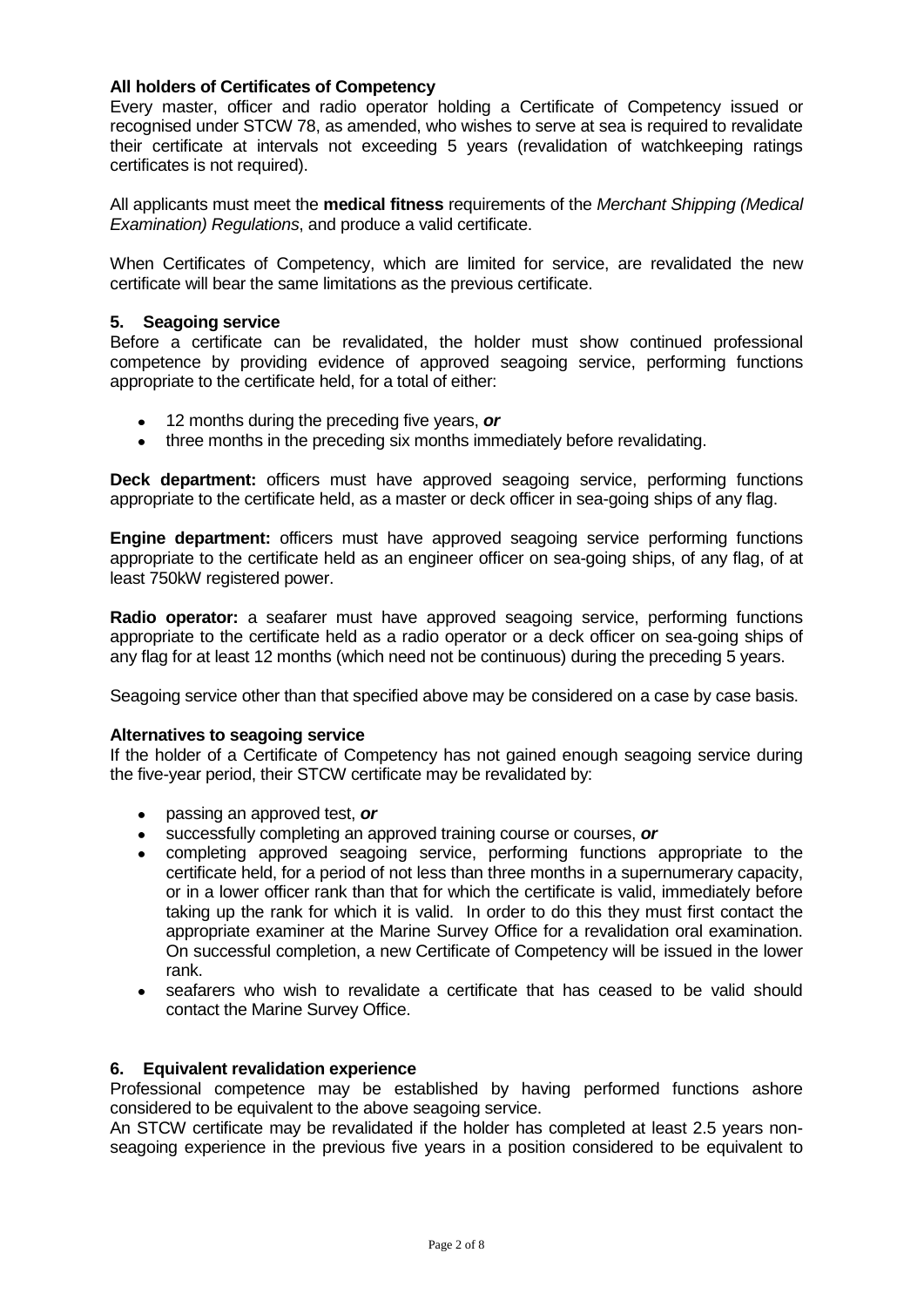**All holders of Certificates of Competency**

Every master, officer and radio operator holding a Certificate of Competency issued or recognised under STCW 78, as amended, who wishes to serve at sea is required to revalidate their certificate at intervals not exceeding 5 years (revalidation of watchkeeping ratings certificates is not required).

All applicants must meet the **medical fitness** requirements of the *Merchant Shipping (Medical Examination) Regulations*, and produce a valid certificate.

When Certificates of Competency, which are limited for service, are revalidated the new certificate will bear the same limitations as the previous certificate.

### 5. Seagoing service

Before a certificate can be revalidated, the holder must show continued professional competence by providing evidence of approved seagoing service, performing functions appropriate to the certificate held, for a total of either:

- 12 months during the preceding five years, ***or***
- three months in the preceding six months immediately before revalidating.

**Deck department:** officers must have approved seagoing service, performing functions appropriate to the certificate held, as a master or deck officer in sea-going ships of any flag.

**Engine department:** officers must have approved seagoing service performing functions appropriate to the certificate held as an engineer officer on sea-going ships, of any flag, of at least 750kW registered power.

**Radio operator:** a seafarer must have approved seagoing service, performing functions appropriate to the certificate held as a radio operator or a deck officer on sea-going ships of any flag for at least 12 months (which need not be continuous) during the preceding 5 years.

Seagoing service other than that specified above may be considered on a case by case basis.

**Alternatives to seagoing service**

If the holder of a Certificate of Competency has not gained enough seagoing service during the five-year period, their STCW certificate may be revalidated by:

- passing an approved test, ***or***
- successfully completing an approved training course or courses, ***or***
- completing approved seagoing service, performing functions appropriate to the certificate held, for a period of not less than three months in a supernumerary capacity, or in a lower officer rank than that for which the certificate is valid, immediately before taking up the rank for which it is valid. In order to do this they must first contact the appropriate examiner at the Marine Survey Office for a revalidation oral examination. On successful completion, a new Certificate of Competency will be issued in the lower rank.
- seafarers who wish to revalidate a certificate that has ceased to be valid should contact the Marine Survey Office.

### 6. Equivalent revalidation experience

Professional competence may be established by having performed functions ashore considered to be equivalent to the above seagoing service.

An STCW certificate may be revalidated if the holder has completed at least 2.5 years non-seagoing experience in the previous five years in a position considered to be equivalent to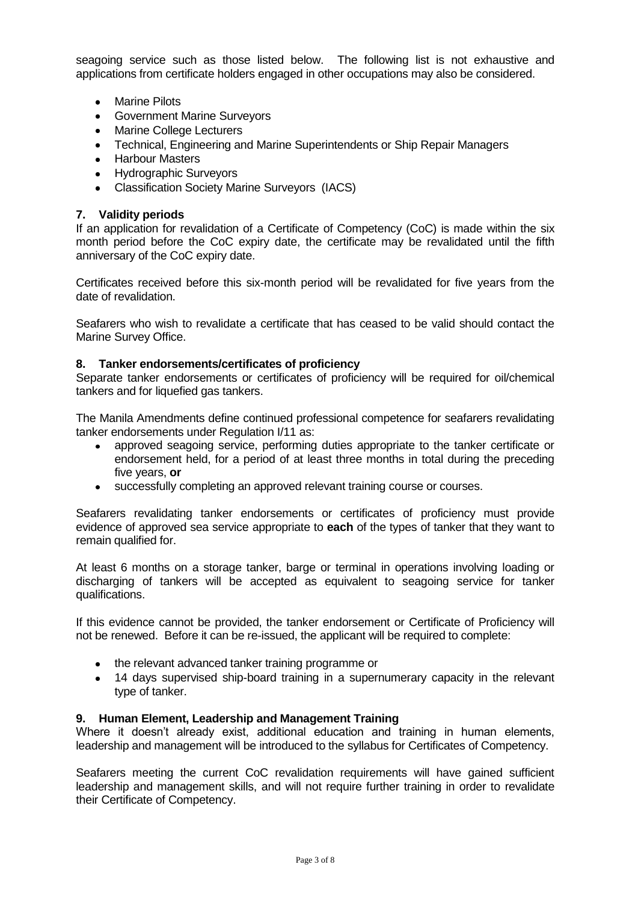seagoing service such as those listed below. The following list is not exhaustive and applications from certificate holders engaged in other occupations may also be considered.

- Marine Pilots
- Government Marine Surveyors
- Marine College Lecturers
- Technical, Engineering and Marine Superintendents or Ship Repair Managers
- Harbour Masters
- Hydrographic Surveyors
- Classification Society Marine Surveyors (IACS)

## 7. Validity periods

If an application for revalidation of a Certificate of Competency (CoC) is made within the six month period before the CoC expiry date, the certificate may be revalidated until the fifth anniversary of the CoC expiry date.

Certificates received before this six-month period will be revalidated for five years from the date of revalidation.

Seafarers who wish to revalidate a certificate that has ceased to be valid should contact the Marine Survey Office.

## 8. Tanker endorsements/certificates of proficiency

Separate tanker endorsements or certificates of proficiency will be required for oil/chemical tankers and for liquefied gas tankers.

The Manila Amendments define continued professional competence for seafarers revalidating tanker endorsements under Regulation I/11 as:

- approved seagoing service, performing duties appropriate to the tanker certificate or endorsement held, for a period of at least three months in total during the preceding five years, **or**
- successfully completing an approved relevant training course or courses.

Seafarers revalidating tanker endorsements or certificates of proficiency must provide evidence of approved sea service appropriate to **each** of the types of tanker that they want to remain qualified for.

At least 6 months on a storage tanker, barge or terminal in operations involving loading or discharging of tankers will be accepted as equivalent to seagoing service for tanker qualifications.

If this evidence cannot be provided, the tanker endorsement or Certificate of Proficiency will not be renewed. Before it can be re-issued, the applicant will be required to complete:

- the relevant advanced tanker training programme or
- 14 days supervised ship-board training in a supernumerary capacity in the relevant type of tanker.

## 9. Human Element, Leadership and Management Training

Where it doesn't already exist, additional education and training in human elements, leadership and management will be introduced to the syllabus for Certificates of Competency.

Seafarers meeting the current CoC revalidation requirements will have gained sufficient leadership and management skills, and will not require further training in order to revalidate their Certificate of Competency.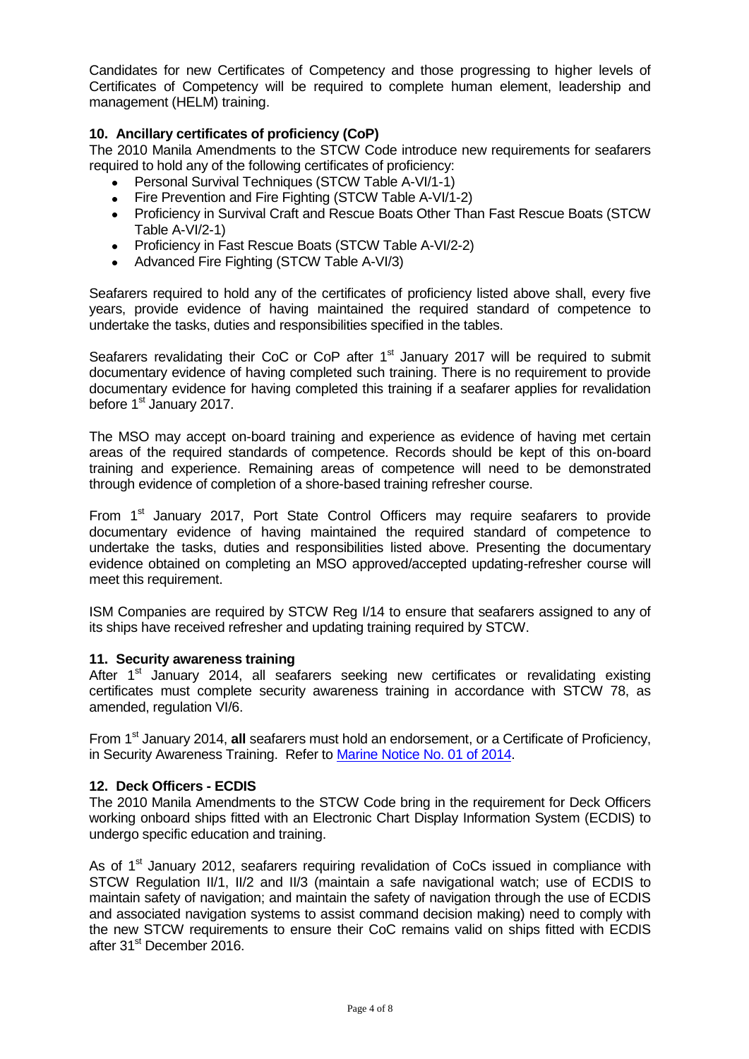Candidates for new Certificates of Competency and those progressing to higher levels of Certificates of Competency will be required to complete human element, leadership and management (HELM) training.

## 10. Ancillary certificates of proficiency (CoP)

The 2010 Manila Amendments to the STCW Code introduce new requirements for seafarers required to hold any of the following certificates of proficiency:

- Personal Survival Techniques (STCW Table A-VI/1-1)
- Fire Prevention and Fire Fighting (STCW Table A-VI/1-2)
- Proficiency in Survival Craft and Rescue Boats Other Than Fast Rescue Boats (STCW Table A-VI/2-1)
- Proficiency in Fast Rescue Boats (STCW Table A-VI/2-2)
- Advanced Fire Fighting (STCW Table A-VI/3)

Seafarers required to hold any of the certificates of proficiency listed above shall, every five years, provide evidence of having maintained the required standard of competence to undertake the tasks, duties and responsibilities specified in the tables.

Seafarers revalidating their CoC or CoP after 1st January 2017 will be required to submit documentary evidence of having completed such training. There is no requirement to provide documentary evidence for having completed this training if a seafarer applies for revalidation before 1st January 2017.

The MSO may accept on-board training and experience as evidence of having met certain areas of the required standards of competence. Records should be kept of this on-board training and experience. Remaining areas of competence will need to be demonstrated through evidence of completion of a shore-based training refresher course.

From 1st January 2017, Port State Control Officers may require seafarers to provide documentary evidence of having maintained the required standard of competence to undertake the tasks, duties and responsibilities listed above. Presenting the documentary evidence obtained on completing an MSO approved/accepted updating-refresher course will meet this requirement.

ISM Companies are required by STCW Reg I/14 to ensure that seafarers assigned to any of its ships have received refresher and updating training required by STCW.

## 11. Security awareness training

After 1st January 2014, all seafarers seeking new certificates or revalidating existing certificates must complete security awareness training in accordance with STCW 78, as amended, regulation VI/6.

From 1st January 2014, **all** seafarers must hold an endorsement, or a Certificate of Proficiency, in Security Awareness Training. Refer to Marine Notice No. 01 of 2014.

## 12. Deck Officers - ECDIS

The 2010 Manila Amendments to the STCW Code bring in the requirement for Deck Officers working onboard ships fitted with an Electronic Chart Display Information System (ECDIS) to undergo specific education and training.

As of 1st January 2012, seafarers requiring revalidation of CoCs issued in compliance with STCW Regulation II/1, II/2 and II/3 (maintain a safe navigational watch; use of ECDIS to maintain safety of navigation; and maintain the safety of navigation through the use of ECDIS and associated navigation systems to assist command decision making) need to comply with the new STCW requirements to ensure their CoC remains valid on ships fitted with ECDIS after 31st December 2016.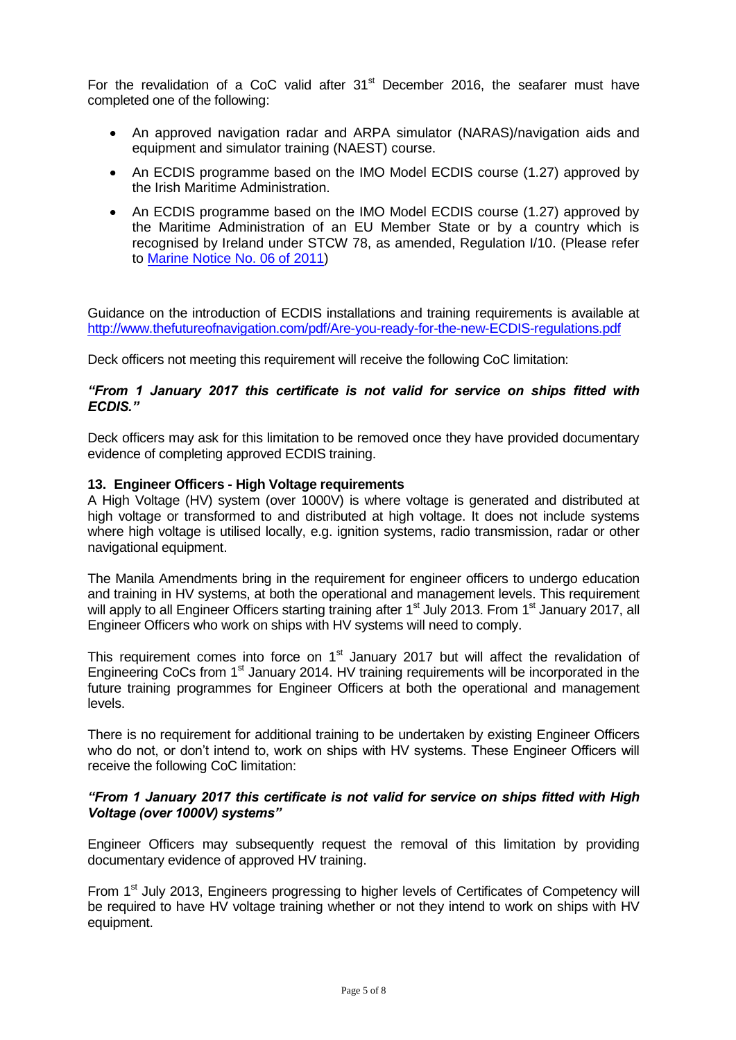For the revalidation of a CoC valid after 31st December 2016, the seafarer must have completed one of the following:

- An approved navigation radar and ARPA simulator (NARAS)/navigation aids and equipment and simulator training (NAEST) course.
- An ECDIS programme based on the IMO Model ECDIS course (1.27) approved by the Irish Maritime Administration.
- An ECDIS programme based on the IMO Model ECDIS course (1.27) approved by the Maritime Administration of an EU Member State or by a country which is recognised by Ireland under STCW 78, as amended, Regulation I/10. (Please refer to [Marine Notice No. 06 of 2011](#))

Guidance on the introduction of ECDIS installations and training requirements is available at [http://www.thefutureofnavigation.com/pdf/Are-you-ready-for-the-new-ECDIS-regulations.pdf](http://www.thefutureofnavigation.com/pdf/Are-you-ready-for-the-new-ECDIS-regulations.pdf)

Deck officers not meeting this requirement will receive the following CoC limitation:

***"From 1 January 2017 this certificate is not valid for service on ships fitted with ECDIS."***

Deck officers may ask for this limitation to be removed once they have provided documentary evidence of completing approved ECDIS training.

### 13. Engineer Officers - High Voltage requirements

A High Voltage (HV) system (over 1000V) is where voltage is generated and distributed at high voltage or transformed to and distributed at high voltage. It does not include systems where high voltage is utilised locally, e.g. ignition systems, radio transmission, radar or other navigational equipment.

The Manila Amendments bring in the requirement for engineer officers to undergo education and training in HV systems, at both the operational and management levels. This requirement will apply to all Engineer Officers starting training after 1st July 2013. From 1st January 2017, all Engineer Officers who work on ships with HV systems will need to comply.

This requirement comes into force on 1st January 2017 but will affect the revalidation of Engineering CoCs from 1st January 2014. HV training requirements will be incorporated in the future training programmes for Engineer Officers at both the operational and management levels.

There is no requirement for additional training to be undertaken by existing Engineer Officers who do not, or don't intend to, work on ships with HV systems. These Engineer Officers will receive the following CoC limitation:

***"From 1 January 2017 this certificate is not valid for service on ships fitted with High Voltage (over 1000V) systems"***

Engineer Officers may subsequently request the removal of this limitation by providing documentary evidence of approved HV training.

From 1st July 2013, Engineers progressing to higher levels of Certificates of Competency will be required to have HV voltage training whether or not they intend to work on ships with HV equipment.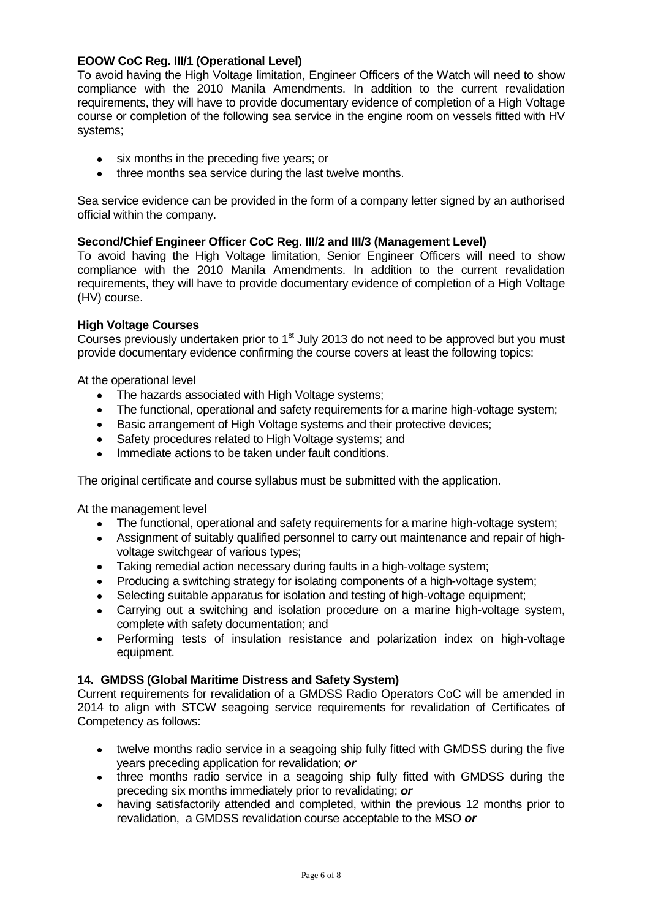**EOOW CoC Reg. III/1 (Operational Level)**

To avoid having the High Voltage limitation, Engineer Officers of the Watch will need to show compliance with the 2010 Manila Amendments. In addition to the current revalidation requirements, they will have to provide documentary evidence of completion of a High Voltage course or completion of the following sea service in the engine room on vessels fitted with HV systems;

- six months in the preceding five years; or
- three months sea service during the last twelve months.

Sea service evidence can be provided in the form of a company letter signed by an authorised official within the company.

**Second/Chief Engineer Officer CoC Reg. III/2 and III/3 (Management Level)**

To avoid having the High Voltage limitation, Senior Engineer Officers will need to show compliance with the 2010 Manila Amendments. In addition to the current revalidation requirements, they will have to provide documentary evidence of completion of a High Voltage (HV) course.

**High Voltage Courses**

Courses previously undertaken prior to 1st July 2013 do not need to be approved but you must provide documentary evidence confirming the course covers at least the following topics:

At the operational level

- The hazards associated with High Voltage systems;
- The functional, operational and safety requirements for a marine high-voltage system;
- Basic arrangement of High Voltage systems and their protective devices;
- Safety procedures related to High Voltage systems; and
- Immediate actions to be taken under fault conditions.

The original certificate and course syllabus must be submitted with the application.

At the management level

- The functional, operational and safety requirements for a marine high-voltage system;
- Assignment of suitably qualified personnel to carry out maintenance and repair of high-voltage switchgear of various types;
- Taking remedial action necessary during faults in a high-voltage system;
- Producing a switching strategy for isolating components of a high-voltage system;
- Selecting suitable apparatus for isolation and testing of high-voltage equipment;
- Carrying out a switching and isolation procedure on a marine high-voltage system, complete with safety documentation; and
- Performing tests of insulation resistance and polarization index on high-voltage equipment.

**14. GMDSS (Global Maritime Distress and Safety System)**

Current requirements for revalidation of a GMDSS Radio Operators CoC will be amended in 2014 to align with STCW seagoing service requirements for revalidation of Certificates of Competency as follows:

- twelve months radio service in a seagoing ship fully fitted with GMDSS during the five years preceding application for revalidation; ***or***
- three months radio service in a seagoing ship fully fitted with GMDSS during the preceding six months immediately prior to revalidating; ***or***
- having satisfactorily attended and completed, within the previous 12 months prior to revalidation, a GMDSS revalidation course acceptable to the MSO ***or***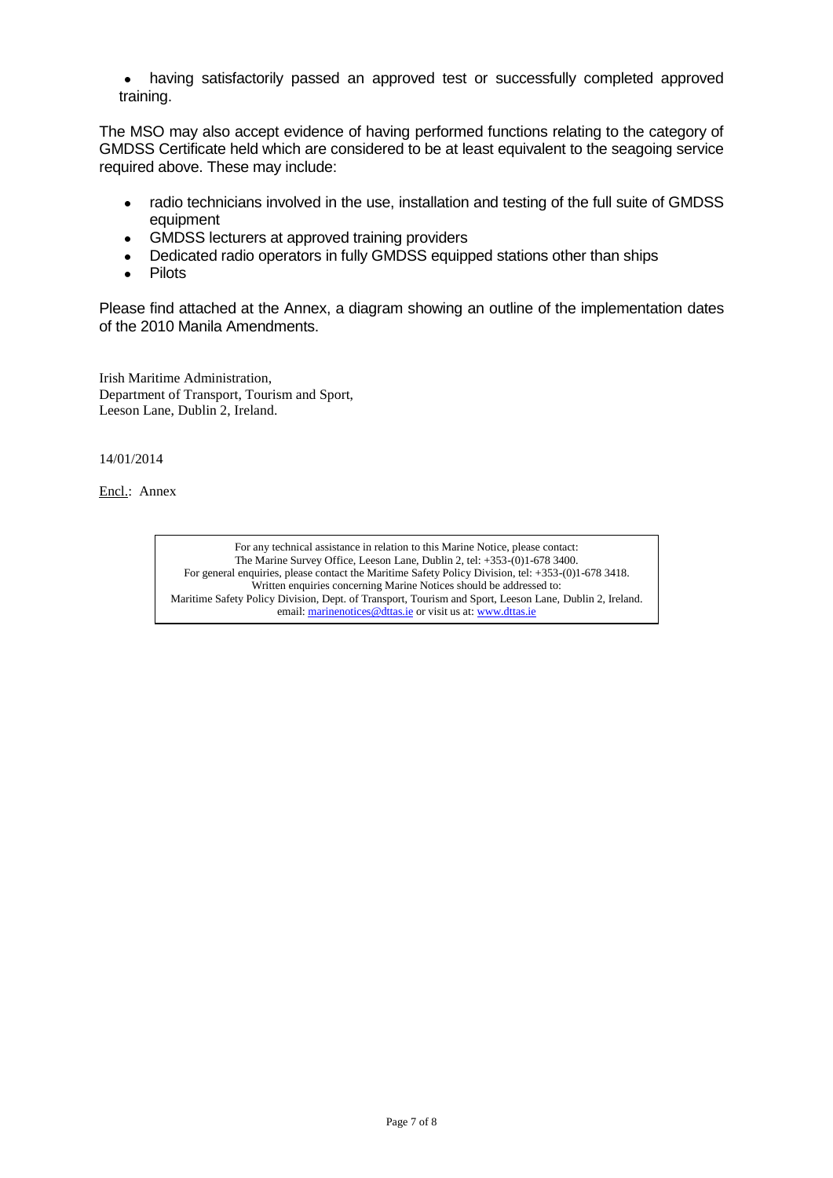- having satisfactorily passed an approved test or successfully completed approved training.

The MSO may also accept evidence of having performed functions relating to the category of GMDSS Certificate held which are considered to be at least equivalent to the seagoing service required above. These may include:

- radio technicians involved in the use, installation and testing of the full suite of GMDSS equipment
- GMDSS lecturers at approved training providers
- Dedicated radio operators in fully GMDSS equipped stations other than ships
- Pilots

Please find attached at the Annex, a diagram showing an outline of the implementation dates of the 2010 Manila Amendments.

Irish Maritime Administration,
Department of Transport, Tourism and Sport,
Leeson Lane, Dublin 2, Ireland.

14/01/2014

Encl.: Annex

For any technical assistance in relation to this Marine Notice, please contact:
The Marine Survey Office, Leeson Lane, Dublin 2, tel: +353-(0)1-678 3400.
For general enquiries, please contact the Maritime Safety Policy Division, tel: +353-(0)1-678 3418.
Written enquiries concerning Marine Notices should be addressed to:
Maritime Safety Policy Division, Dept. of Transport, Tourism and Sport, Leeson Lane, Dublin 2, Ireland.
email: marinenotices@dttas.ie or visit us at: www.dttas.ie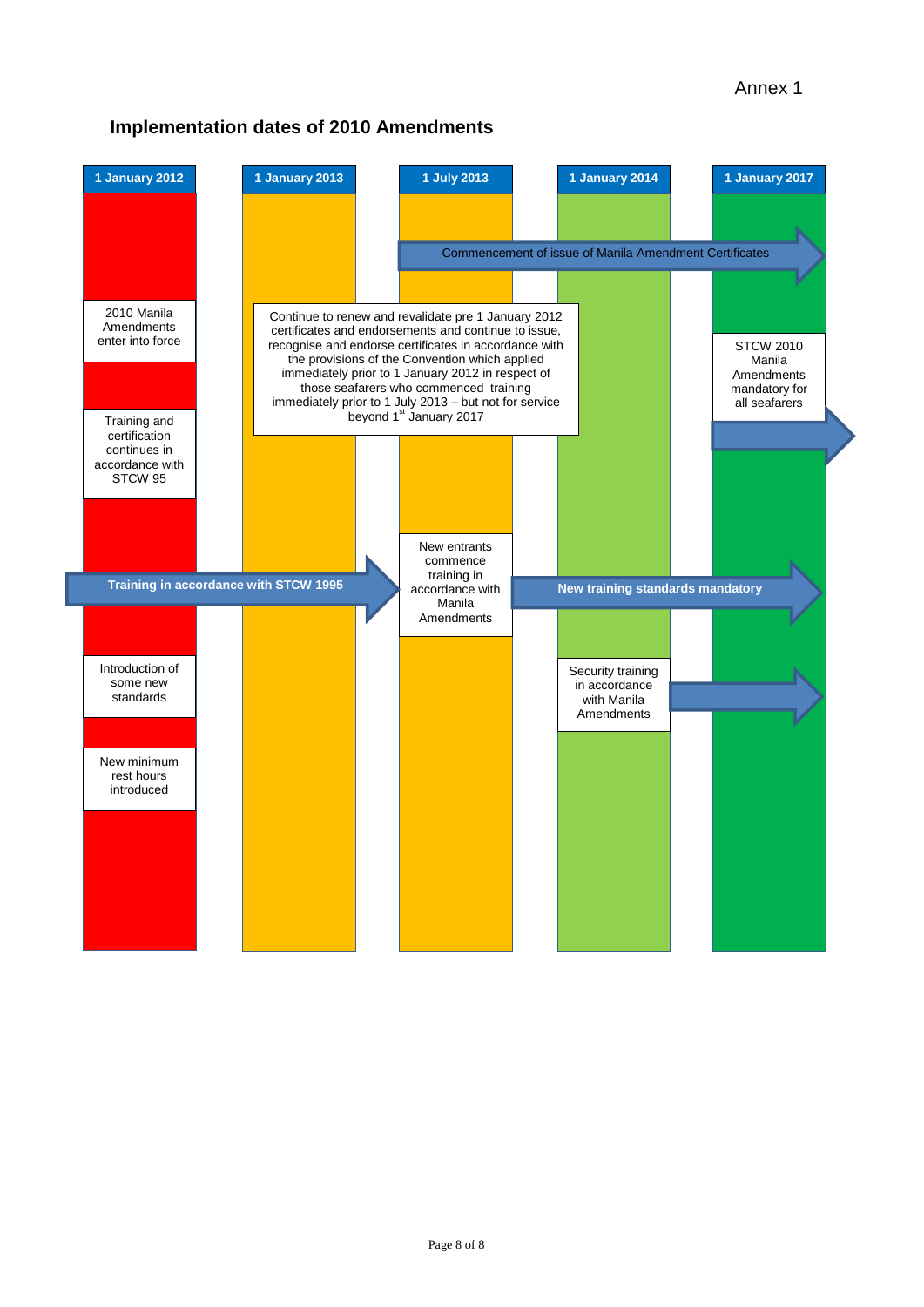Annex 1

## Implementation dates of 2010 Amendments

1 January 2012

1 January 2013

1 July 2013

1 January 2014

1 January 2017

Commencement of issue of Manila Amendment Certificates

2010 Manila Amendments enter into force

Continue to renew and revalidate pre 1 January 2012 certificates and endorsements and continue to issue, recognise and endorse certificates in accordance with the provisions of the Convention which applied immediately prior to 1 January 2012 in respect of those seafarers who commenced training immediately prior to 1 July 2013 – but not for service beyond 1[st] January 2017

STCW 2010 Manila Amendments mandatory for all seafarers

Training and certification continues in accordance with STCW 95

New entrants commence training in accordance with Manila Amendments

Training in accordance with STCW 1995

New training standards mandatory

Introduction of some new standards

Security training in accordance with Manila Amendments

New minimum rest hours introduced